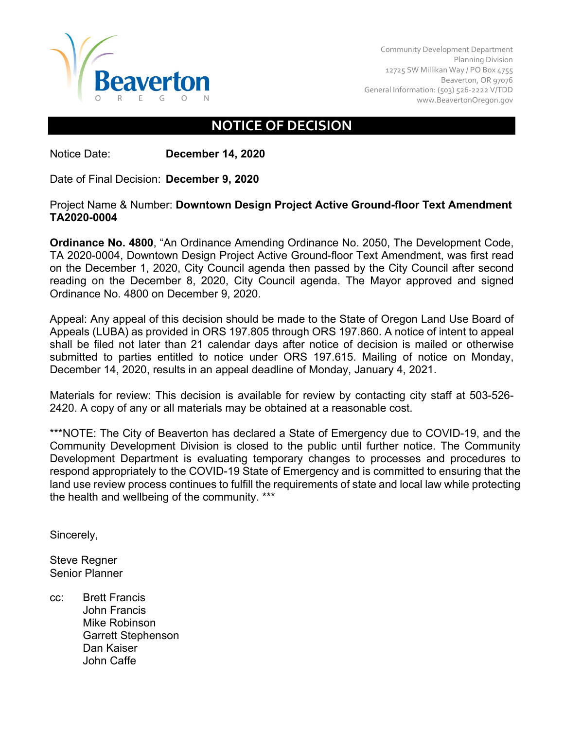Community Development Department
Planning Division
12725 SW Millikan Way / PO Box 4755
Beaverton, OR 97076
General Information: (503) 526-2222 V/TDD
www.BeavertonOregon.gov

# NOTICE OF DECISION

Notice Date: **December 14, 2020**

Date of Final Decision: **December 9, 2020**

Project Name & Number: **Downtown Design Project Active Ground-floor Text Amendment TA2020-0004**

**Ordinance No. 4800**, "An Ordinance Amending Ordinance No. 2050, The Development Code, TA 2020-0004, Downtown Design Project Active Ground-floor Text Amendment, was first read on the December 1, 2020, City Council agenda then passed by the City Council after second reading on the December 8, 2020, City Council agenda. The Mayor approved and signed Ordinance No. 4800 on December 9, 2020.

Appeal: Any appeal of this decision should be made to the State of Oregon Land Use Board of Appeals (LUBA) as provided in ORS 197.805 through ORS 197.860. A notice of intent to appeal shall be filed not later than 21 calendar days after notice of decision is mailed or otherwise submitted to parties entitled to notice under ORS 197.615. Mailing of notice on Monday, December 14, 2020, results in an appeal deadline of Monday, January 4, 2021.

Materials for review: This decision is available for review by contacting city staff at 503-526-2420. A copy of any or all materials may be obtained at a reasonable cost.

***NOTE: The City of Beaverton has declared a State of Emergency due to COVID-19, and the Community Development Division is closed to the public until further notice. The Community Development Department is evaluating temporary changes to processes and procedures to respond appropriately to the COVID-19 State of Emergency and is committed to ensuring that the land use review process continues to fulfill the requirements of state and local law while protecting the health and wellbeing of the community. ***

Sincerely,

Steve Regner
Senior Planner

cc: Brett Francis
John Francis
Mike Robinson
Garrett Stephenson
Dan Kaiser
John Caffe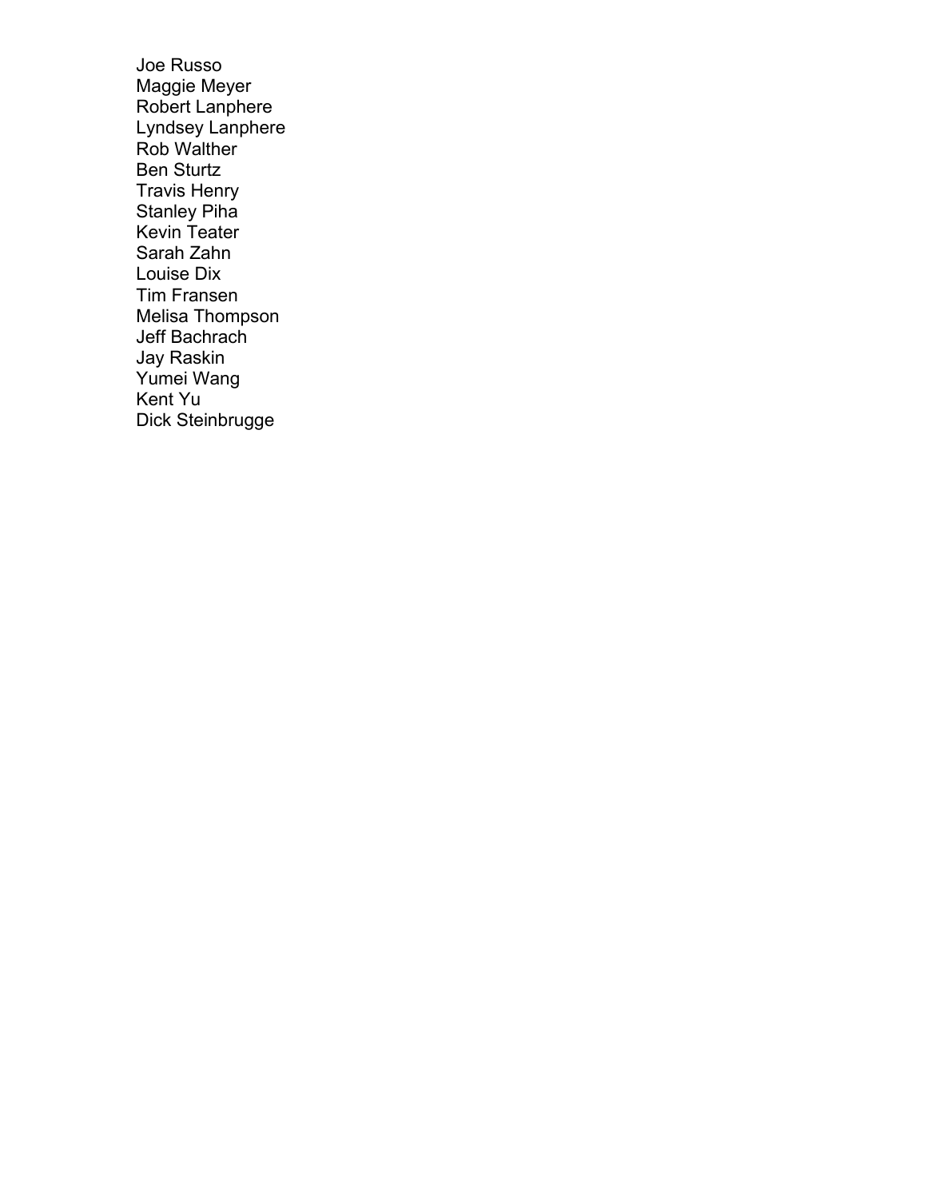Joe Russo
Maggie Meyer
Robert Lanphere
Lyndsey Lanphere
Rob Walther
Ben Sturtz
Travis Henry
Stanley Piha
Kevin Teater
Sarah Zahn
Louise Dix
Tim Fransen
Melisa Thompson
Jeff Bachrach
Jay Raskin
Yumei Wang
Kent Yu
Dick Steinbrugge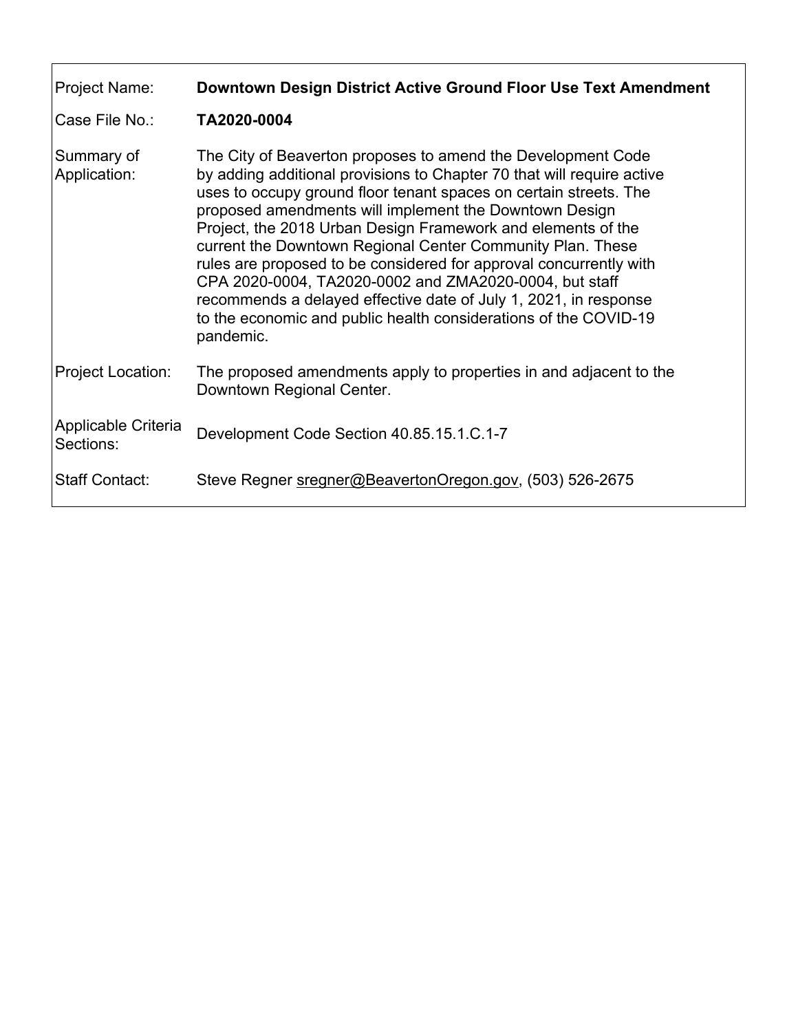| | |
|---|---|
| Project Name: | **Downtown Design District Active Ground Floor Use Text Amendment** |
| Case File No.: | **TA2020-0004** |
| Summary of Application: | The City of Beaverton proposes to amend the Development Code by adding additional provisions to Chapter 70 that will require active uses to occupy ground floor tenant spaces on certain streets. The proposed amendments will implement the Downtown Design Project, the 2018 Urban Design Framework and elements of the current the Downtown Regional Center Community Plan. These rules are proposed to be considered for approval concurrently with CPA 2020-0004, TA2020-0002 and ZMA2020-0004, but staff recommends a delayed effective date of July 1, 2021, in response to the economic and public health considerations of the COVID-19 pandemic. |
| Project Location: | The proposed amendments apply to properties in and adjacent to the Downtown Regional Center. |
| Applicable Criteria Sections: | Development Code Section 40.85.15.1.C.1-7 |
| Staff Contact: | Steve Regner sregner@BeavertonOregon.gov, (503) 526-2675 |